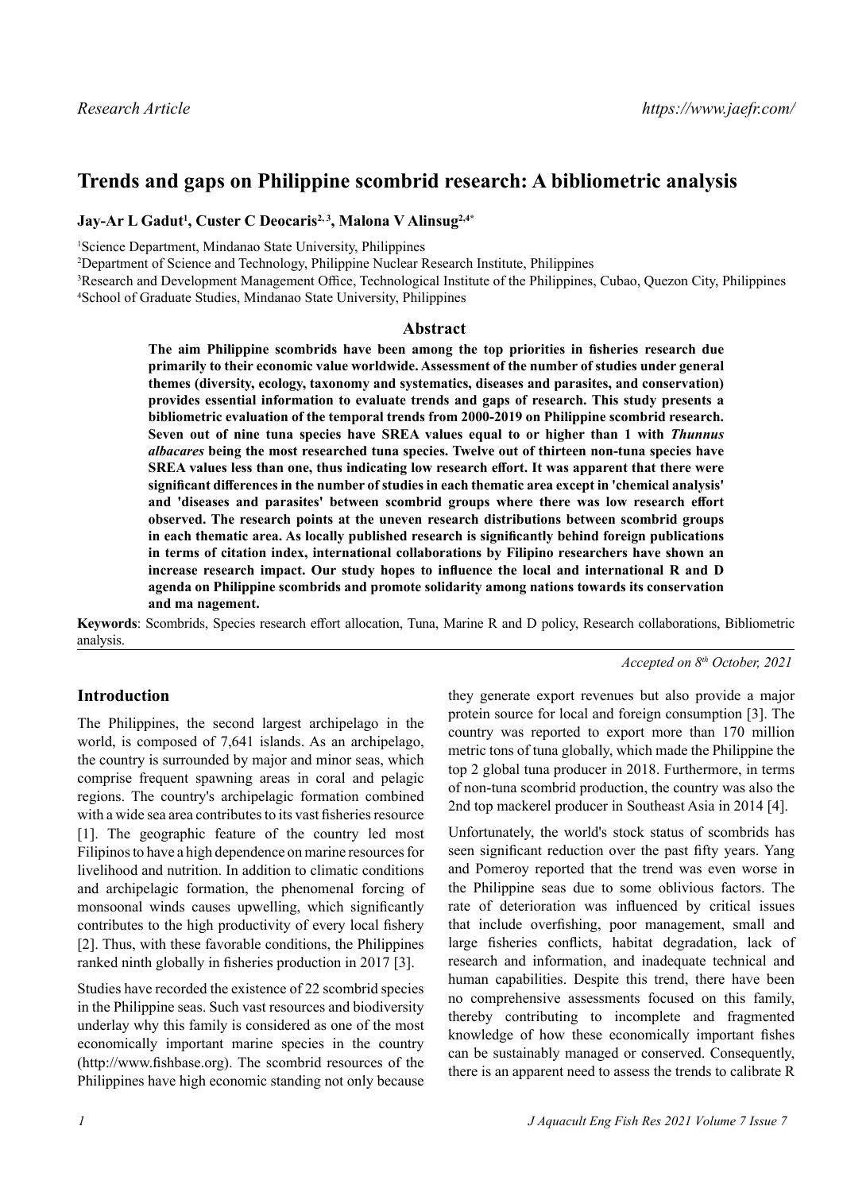*Research Article* *https://www.jaefr.com/*

# Trends and gaps on Philippine scombrid research: A bibliometric analysis

**Jay-Ar L Gadut[1], Custer C Deocaris[2, 3], Malona V Alinsug[2,4*]**

[1]Science Department, Mindanao State University, Philippines

[2]Department of Science and Technology, Philippine Nuclear Research Institute, Philippines

[3]Research and Development Management Office, Technological Institute of the Philippines, Cubao, Quezon City, Philippines

[4]School of Graduate Studies, Mindanao State University, Philippines

## Abstract

**The aim Philippine scombrids have been among the top priorities in fisheries research due primarily to their economic value worldwide. Assessment of the number of studies under general themes (diversity, ecology, taxonomy and systematics, diseases and parasites, and conservation) provides essential information to evaluate trends and gaps of research. This study presents a bibliometric evaluation of the temporal trends from 2000-2019 on Philippine scombrid research. Seven out of nine tuna species have SREA values equal to or higher than 1 with *Thunnus albacares* being the most researched tuna species. Twelve out of thirteen non-tuna species have SREA values less than one, thus indicating low research effort. It was apparent that there were significant differences in the number of studies in each thematic area except in 'chemical analysis' and 'diseases and parasites' between scombrid groups where there was low research effort observed. The research points at the uneven research distributions between scombrid groups in each thematic area. As locally published research is significantly behind foreign publications in terms of citation index, international collaborations by Filipino researchers have shown an increase research impact. Our study hopes to influence the local and international R and D agenda on Philippine scombrids and promote solidarity among nations towards its conservation and ma nagement.**

**Keywords**: Scombrids, Species research effort allocation, Tuna, Marine R and D policy, Research collaborations, Bibliometric analysis.

*Accepted on 8th October, 2021*

## Introduction

The Philippines, the second largest archipelago in the world, is composed of 7,641 islands. As an archipelago, the country is surrounded by major and minor seas, which comprise frequent spawning areas in coral and pelagic regions. The country's archipelagic formation combined with a wide sea area contributes to its vast fisheries resource [1]. The geographic feature of the country led most Filipinos to have a high dependence on marine resources for livelihood and nutrition. In addition to climatic conditions and archipelagic formation, the phenomenal forcing of monsoonal winds causes upwelling, which significantly contributes to the high productivity of every local fishery [2]. Thus, with these favorable conditions, the Philippines ranked ninth globally in fisheries production in 2017 [3].

Studies have recorded the existence of 22 scombrid species in the Philippine seas. Such vast resources and biodiversity underlay why this family is considered as one of the most economically important marine species in the country (http://www.fishbase.org). The scombrid resources of the Philippines have high economic standing not only because they generate export revenues but also provide a major protein source for local and foreign consumption [3]. The country was reported to export more than 170 million metric tons of tuna globally, which made the Philippine the top 2 global tuna producer in 2018. Furthermore, in terms of non-tuna scombrid production, the country was also the 2nd top mackerel producer in Southeast Asia in 2014 [4].

Unfortunately, the world's stock status of scombrids has seen significant reduction over the past fifty years. Yang and Pomeroy reported that the trend was even worse in the Philippine seas due to some oblivious factors. The rate of deterioration was influenced by critical issues that include overfishing, poor management, small and large fisheries conflicts, habitat degradation, lack of research and information, and inadequate technical and human capabilities. Despite this trend, there have been no comprehensive assessments focused on this family, thereby contributing to incomplete and fragmented knowledge of how these economically important fishes can be sustainably managed or conserved. Consequently, there is an apparent need to assess the trends to calibrate R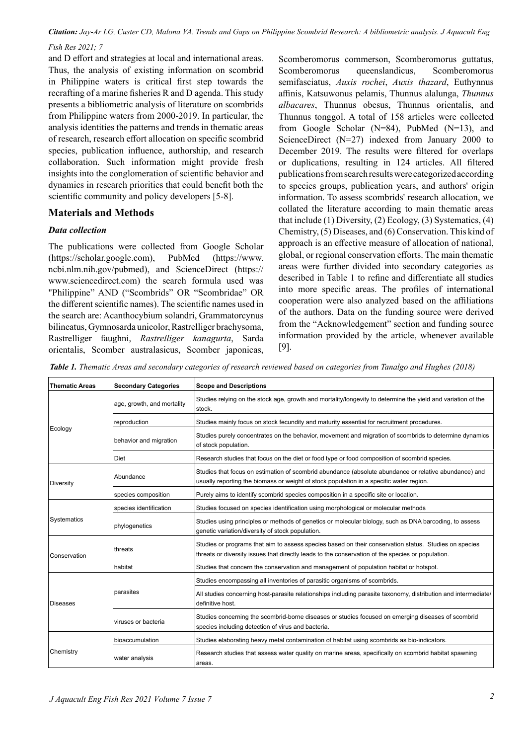and D effort and strategies at local and international areas. Thus, the analysis of existing information on scombrid in Philippine waters is critical first step towards the recrafting of a marine fisheries R and D agenda. This study presents a bibliometric analysis of literature on scombrids from Philippine waters from 2000-2019. In particular, the analysis identifies the patterns and trends in thematic areas of research, research effort allocation on specific scombrid species, publication influence, authorship, and research collaboration. Such information might provide fresh insights into the conglomeration of scientific behavior and dynamics in research priorities that could benefit both the scientific community and policy developers [5-8].

## Materials and Methods

### *Data collection*

The publications were collected from Google Scholar (https://scholar.google.com), PubMed (https://www.ncbi.nlm.nih.gov/pubmed), and ScienceDirect (https://www.sciencedirect.com) the search formula used was "Philippine" AND ("Scombrids" OR "Scombridae" OR the different scientific names). The scientific names used in the search are: Acanthocybium solandri, Grammatorcynus bilineatus, Gymnosarda unicolor, Rastrelliger brachysoma, Rastrelliger faughni, *Rastrelliger kanagurta*, Sarda orientalis, Scomber australasicus, Scomber japonicas, Scomberomorus commerson, Scomberomorus guttatus, Scomberomorus queenslandicus, Scomberomorus semifasciatus, *Auxis rochei*, *Auxis thazard*, Euthynnus affinis, Katsuwonus pelamis, Thunnus alalunga, *Thunnus albacares*, Thunnus obesus, Thunnus orientalis, and Thunnus tonggol. A total of 158 articles were collected from Google Scholar (N=84), PubMed (N=13), and ScienceDirect (N=27) indexed from January 2000 to December 2019. The results were filtered for overlaps or duplications, resulting in 124 articles. All filtered publications from search results were categorized according to species groups, publication years, and authors' origin information. To assess scombrids' research allocation, we collated the literature according to main thematic areas that include (1) Diversity, (2) Ecology, (3) Systematics, (4) Chemistry, (5) Diseases, and (6) Conservation. This kind of approach is an effective measure of allocation of national, global, or regional conservation efforts. The main thematic areas were further divided into secondary categories as described in Table 1 to refine and differentiate all studies into more specific areas. The profiles of international cooperation were also analyzed based on the affiliations of the authors. Data on the funding source were derived from the "Acknowledgement" section and funding source information provided by the article, whenever available [9].

***Table 1.*** *Thematic Areas and secondary categories of research reviewed based on categories from Tanalgo and Hughes (2018)*

| Thematic Areas | Secondary Categories | Scope and Descriptions |
|---|---|---|
| Ecology | age, growth, and mortality | Studies relying on the stock age, growth and mortality/longevity to determine the yield and variation of the stock. |
| | reproduction | Studies mainly focus on stock fecundity and maturity essential for recruitment procedures. |
| | behavior and migration | Studies purely concentrates on the behavior, movement and migration of scombrids to determine dynamics of stock population. |
| | Diet | Research studies that focus on the diet or food type or food composition of scombrid species. |
| Diversity | Abundance | Studies that focus on estimation of scombrid abundance (absolute abundance or relative abundance) and usually reporting the biomass or weight of stock population in a specific water region. |
| | species composition | Purely aims to identify scombrid species composition in a specific site or location. |
| Systematics | species identification | Studies focused on species identification using morphological or molecular methods |
| | phylogenetics | Studies using principles or methods of genetics or molecular biology, such as DNA barcoding, to assess genetic variation/diversity of stock population. |
| Conservation | threats | Studies or programs that aim to assess species based on their conservation status. Studies on species threats or diversity issues that directly leads to the conservation of the species or population. |
| | habitat | Studies that concern the conservation and management of population habitat or hotspot. |
| Diseases | parasites | Studies encompassing all inventories of parasitic organisms of scombrids. |
| | | All studies concerning host-parasite relationships including parasite taxonomy, distribution and intermediate/definitive host. |
| | viruses or bacteria | Studies concerning the scombrid-borne diseases or studies focused on emerging diseases of scombrid species including detection of virus and bacteria. |
| Chemistry | bioaccumulation | Studies elaborating heavy metal contamination of habitat using scombrids as bio-indicators. |
| | water analysis | Research studies that assess water quality on marine areas, specifically on scombrid habitat spawning areas. |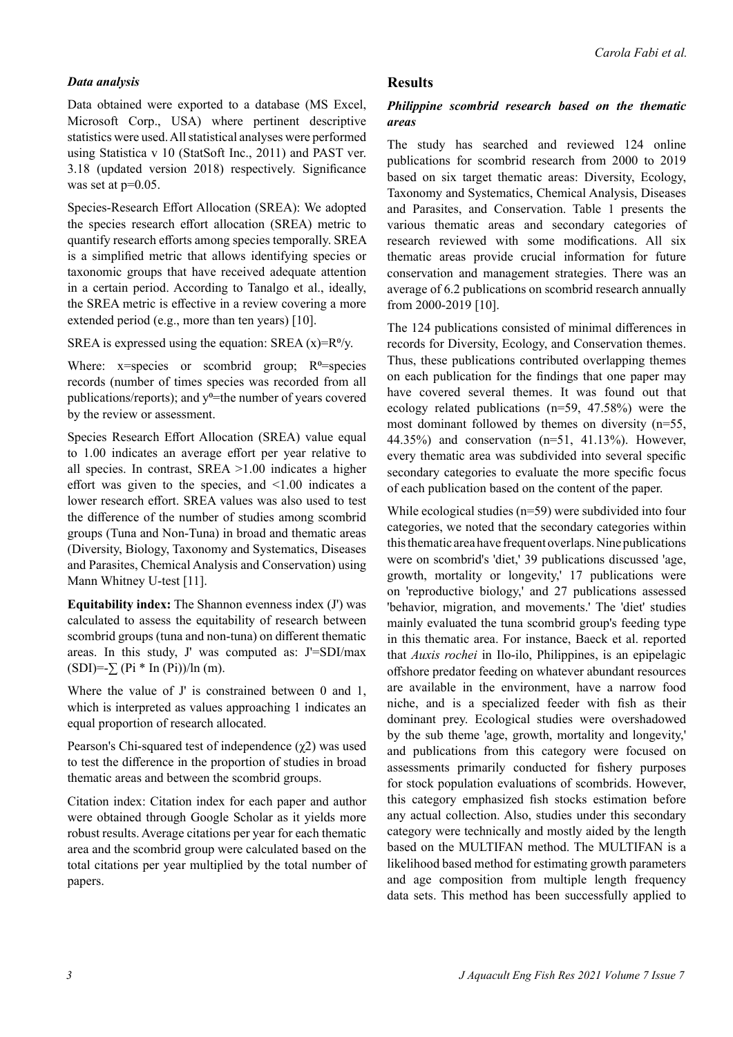### *Data analysis*

Data obtained were exported to a database (MS Excel, Microsoft Corp., USA) where pertinent descriptive statistics were used. All statistical analyses were performed using Statistica v 10 (StatSoft Inc., 2011) and PAST ver. 3.18 (updated version 2018) respectively. Significance was set at $p=0.05$.

Species-Research Effort Allocation (SREA): We adopted the species research effort allocation (SREA) metric to quantify research efforts among species temporally. SREA is a simplified metric that allows identifying species or taxonomic groups that have received adequate attention in a certain period. According to Tanalgo et al., ideally, the SREA metric is effective in a review covering a more extended period (e.g., more than ten years) [10].

SREA is expressed using the equation: SREA $(x)=R^{0}/y$.

Where: x=species or scombrid group; $R^{0}$=species records (number of times species was recorded from all publications/reports); and $y^{0}$=the number of years covered by the review or assessment.

Species Research Effort Allocation (SREA) value equal to 1.00 indicates an average effort per year relative to all species. In contrast, SREA >1.00 indicates a higher effort was given to the species, and <1.00 indicates a lower research effort. SREA values was also used to test the difference of the number of studies among scombrid groups (Tuna and Non-Tuna) in broad and thematic areas (Diversity, Biology, Taxonomy and Systematics, Diseases and Parasites, Chemical Analysis and Conservation) using Mann Whitney U-test [11].

**Equitability index:** The Shannon evenness index (J') was calculated to assess the equitability of research between scombrid groups (tuna and non-tuna) on different thematic areas. In this study, J' was computed as: $J'=SDI/\max(SDI)=-\sum (P_i * \ln(P_i))/\ln(m)$.

Where the value of J' is constrained between 0 and 1, which is interpreted as values approaching 1 indicates an equal proportion of research allocated.

Pearson's Chi-squared test of independence ($\chi^2$) was used to test the difference in the proportion of studies in broad thematic areas and between the scombrid groups.

Citation index: Citation index for each paper and author were obtained through Google Scholar as it yields more robust results. Average citations per year for each thematic area and the scombrid group were calculated based on the total citations per year multiplied by the total number of papers.

## Results

### *Philippine scombrid research based on the thematic areas*

The study has searched and reviewed 124 online publications for scombrid research from 2000 to 2019 based on six target thematic areas: Diversity, Ecology, Taxonomy and Systematics, Chemical Analysis, Diseases and Parasites, and Conservation. Table 1 presents the various thematic areas and secondary categories of research reviewed with some modifications. All six thematic areas provide crucial information for future conservation and management strategies. There was an average of 6.2 publications on scombrid research annually from 2000-2019 [10].

The 124 publications consisted of minimal differences in records for Diversity, Ecology, and Conservation themes. Thus, these publications contributed overlapping themes on each publication for the findings that one paper may have covered several themes. It was found out that ecology related publications (n=59, 47.58%) were the most dominant followed by themes on diversity (n=55, 44.35%) and conservation (n=51, 41.13%). However, every thematic area was subdivided into several specific secondary categories to evaluate the more specific focus of each publication based on the content of the paper.

While ecological studies (n=59) were subdivided into four categories, we noted that the secondary categories within this thematic area have frequent overlaps. Nine publications were on scombrid's 'diet,' 39 publications discussed 'age, growth, mortality or longevity,' 17 publications were on 'reproductive biology,' and 27 publications assessed 'behavior, migration, and movements.' The 'diet' studies mainly evaluated the tuna scombrid group's feeding type in this thematic area. For instance, Baeck et al. reported that *Auxis rochei* in Ilo-ilo, Philippines, is an epipelagic offshore predator feeding on whatever abundant resources are available in the environment, have a narrow food niche, and is a specialized feeder with fish as their dominant prey. Ecological studies were overshadowed by the sub theme 'age, growth, mortality and longevity,' and publications from this category were focused on assessments primarily conducted for fishery purposes for stock population evaluations of scombrids. However, this category emphasized fish stocks estimation before any actual collection. Also, studies under this secondary category were technically and mostly aided by the length based on the MULTIFAN method. The MULTIFAN is a likelihood based method for estimating growth parameters and age composition from multiple length frequency data sets. This method has been successfully applied to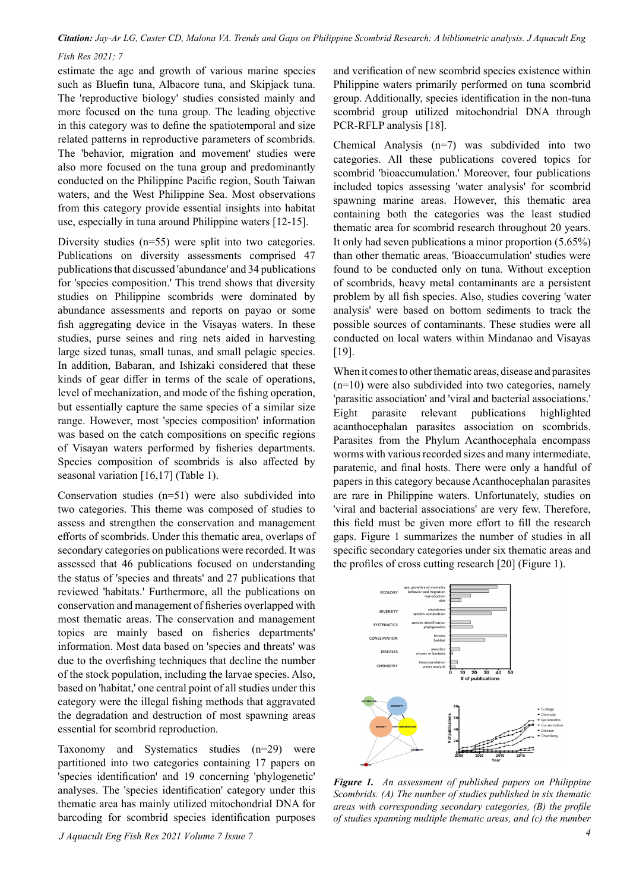estimate the age and growth of various marine species such as Bluefin tuna, Albacore tuna, and Skipjack tuna. The 'reproductive biology' studies consisted mainly and more focused on the tuna group. The leading objective in this category was to define the spatiotemporal and size related patterns in reproductive parameters of scombrids. The 'behavior, migration and movement' studies were also more focused on the tuna group and predominantly conducted on the Philippine Pacific region, South Taiwan waters, and the West Philippine Sea. Most observations from this category provide essential insights into habitat use, especially in tuna around Philippine waters [12-15].

Diversity studies (n=55) were split into two categories. Publications on diversity assessments comprised 47 publications that discussed 'abundance' and 34 publications for 'species composition.' This trend shows that diversity studies on Philippine scombrids were dominated by abundance assessments and reports on payao or some fish aggregating device in the Visayas waters. In these studies, purse seines and ring nets aided in harvesting large sized tunas, small tunas, and small pelagic species. In addition, Babaran, and Ishizaki considered that these kinds of gear differ in terms of the scale of operations, level of mechanization, and mode of the fishing operation, but essentially capture the same species of a similar size range. However, most 'species composition' information was based on the catch compositions on specific regions of Visayan waters performed by fisheries departments. Species composition of scombrids is also affected by seasonal variation [16,17] (Table 1).

Conservation studies (n=51) were also subdivided into two categories. This theme was composed of studies to assess and strengthen the conservation and management efforts of scombrids. Under this thematic area, overlaps of secondary categories on publications were recorded. It was assessed that 46 publications focused on understanding the status of 'species and threats' and 27 publications that reviewed 'habitats.' Furthermore, all the publications on conservation and management of fisheries overlapped with most thematic areas. The conservation and management topics are mainly based on fisheries departments' information. Most data based on 'species and threats' was due to the overfishing techniques that decline the number of the stock population, including the larvae species. Also, based on 'habitat,' one central point of all studies under this category were the illegal fishing methods that aggravated the degradation and destruction of most spawning areas essential for scombrid reproduction.

Taxonomy and Systematics studies (n=29) were partitioned into two categories containing 17 papers on 'species identification' and 19 concerning 'phylogenetic' analyses. The 'species identification' category under this thematic area has mainly utilized mitochondrial DNA for barcoding for scombrid species identification purposes and verification of new scombrid species existence within Philippine waters primarily performed on tuna scombrid group. Additionally, species identification in the non-tuna scombrid group utilized mitochondrial DNA through PCR-RFLP analysis [18].

Chemical Analysis (n=7) was subdivided into two categories. All these publications covered topics for scombrid 'bioaccumulation.' Moreover, four publications included topics assessing 'water analysis' for scombrid spawning marine areas. However, this thematic area containing both the categories was the least studied thematic area for scombrid research throughout 20 years. It only had seven publications a minor proportion (5.65%) than other thematic areas. 'Bioaccumulation' studies were found to be conducted only on tuna. Without exception of scombrids, heavy metal contaminants are a persistent problem by all fish species. Also, studies covering 'water analysis' were based on bottom sediments to track the possible sources of contaminants. These studies were all conducted on local waters within Mindanao and Visayas [19].

When it comes to other thematic areas, disease and parasites (n=10) were also subdivided into two categories, namely 'parasitic association' and 'viral and bacterial associations.' Eight parasite relevant publications highlighted acanthocephalan parasites association on scombrids. Parasites from the Phylum Acanthocephala encompass worms with various recorded sizes and many intermediate, paratenic, and final hosts. There were only a handful of papers in this category because Acanthocephalan parasites are rare in Philippine waters. Unfortunately, studies on 'viral and bacterial associations' are very few. Therefore, this field must be given more effort to fill the research gaps. Figure 1 summarizes the number of studies in all specific secondary categories under six thematic areas and the profiles of cross cutting research [20] (Figure 1).

***Figure 1.*** *An assessment of published papers on Philippine Scombrids. (A) The number of studies published in six thematic areas with corresponding secondary categories, (B) the profile of studies spanning multiple thematic areas, and (c) the number*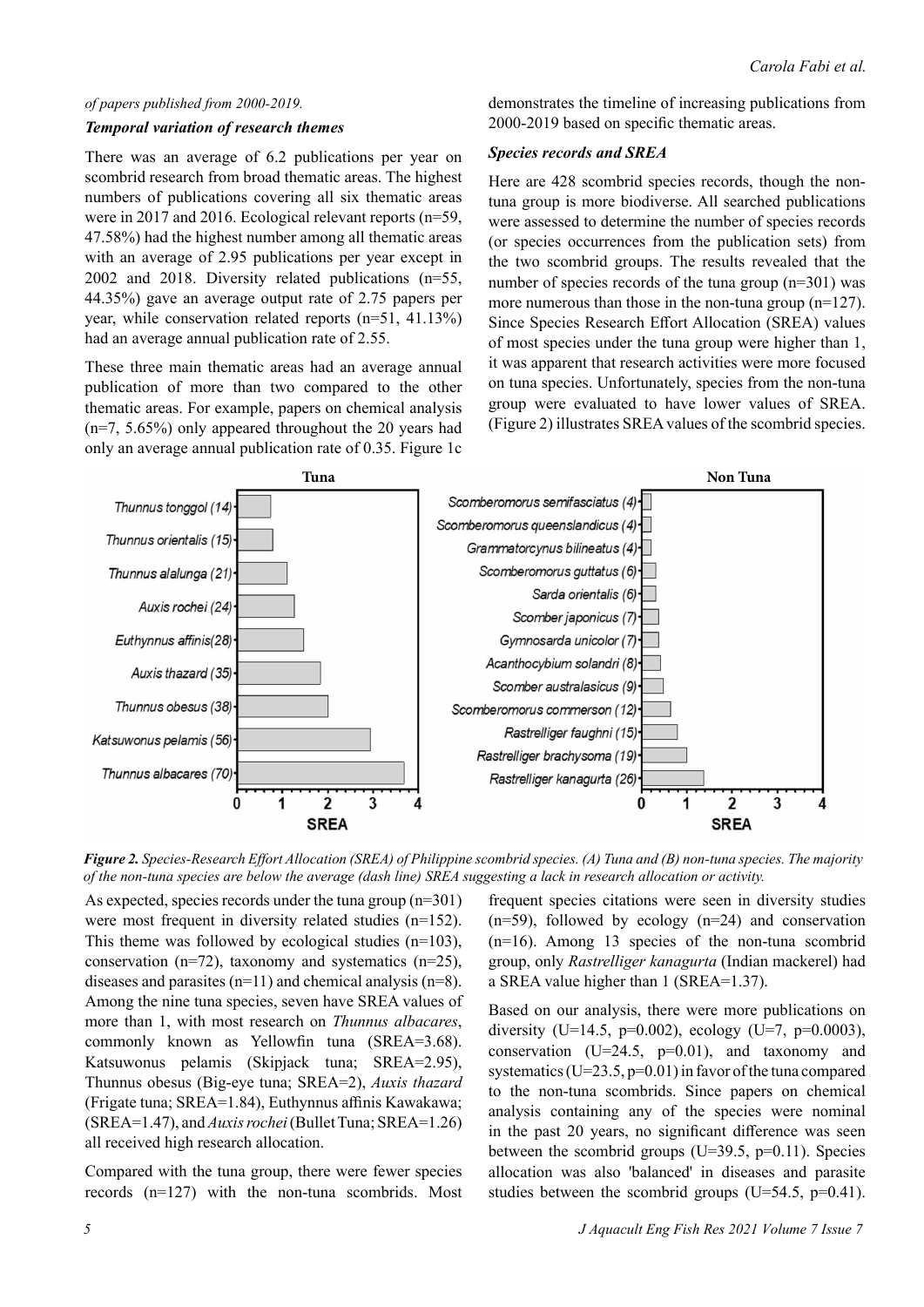*of papers published from 2000-2019.*

### *Temporal variation of research themes*

There was an average of 6.2 publications per year on scombrid research from broad thematic areas. The highest numbers of publications covering all six thematic areas were in 2017 and 2016. Ecological relevant reports (n=59, 47.58%) had the highest number among all thematic areas with an average of 2.95 publications per year except in 2002 and 2018. Diversity related publications (n=55, 44.35%) gave an average output rate of 2.75 papers per year, while conservation related reports (n=51, 41.13%) had an average annual publication rate of 2.55.

These three main thematic areas had an average annual publication of more than two compared to the other thematic areas. For example, papers on chemical analysis (n=7, 5.65%) only appeared throughout the 20 years had only an average annual publication rate of 0.35. Figure 1c demonstrates the timeline of increasing publications from 2000-2019 based on specific thematic areas.

### *Species records and SREA*

Here are 428 scombrid species records, though the non-tuna group is more biodiverse. All searched publications were assessed to determine the number of species records (or species occurrences from the publication sets) from the two scombrid groups. The results revealed that the number of species records of the tuna group (n=301) was more numerous than those in the non-tuna group (n=127). Since Species Research Effort Allocation (SREA) values of most species under the tuna group were higher than 1, it was apparent that research activities were more focused on tuna species. Unfortunately, species from the non-tuna group were evaluated to have lower values of SREA. (Figure 2) illustrates SREA values of the scombrid species.

***Figure 2.*** *Species-Research Effort Allocation (SREA) of Philippine scombrid species. (A) Tuna and (B) non-tuna species. The majority of the non-tuna species are below the average (dash line) SREA suggesting a lack in research allocation or activity.*

As expected, species records under the tuna group (n=301) were most frequent in diversity related studies (n=152). This theme was followed by ecological studies (n=103), conservation (n=72), taxonomy and systematics (n=25), diseases and parasites (n=11) and chemical analysis (n=8). Among the nine tuna species, seven have SREA values of more than 1, with most research on *Thunnus albacares*, commonly known as Yellowfin tuna (SREA=3.68). Katsuwonus pelamis (Skipjack tuna; SREA=2.95), Thunnus obesus (Big-eye tuna; SREA=2), *Auxis thazard* (Frigate tuna; SREA=1.84), Euthynnus affinis Kawakawa; (SREA=1.47), and *Auxis rochei* (Bullet Tuna; SREA=1.26) all received high research allocation.

Compared with the tuna group, there were fewer species records (n=127) with the non-tuna scombrids. Most frequent species citations were seen in diversity studies (n=59), followed by ecology (n=24) and conservation (n=16). Among 13 species of the non-tuna scombrid group, only *Rastrelliger kanagurta* (Indian mackerel) had a SREA value higher than 1 (SREA=1.37).

Based on our analysis, there were more publications on diversity (U=14.5, p=0.002), ecology (U=7, p=0.0003), conservation (U=24.5, p=0.01), and taxonomy and systematics (U=23.5, p=0.01) in favor of the tuna compared to the non-tuna scombrids. Since papers on chemical analysis containing any of the species were nominal in the past 20 years, no significant difference was seen between the scombrid groups (U=39.5, p=0.11). Species allocation was also 'balanced' in diseases and parasite studies between the scombrid groups (U=54.5, p=0.41).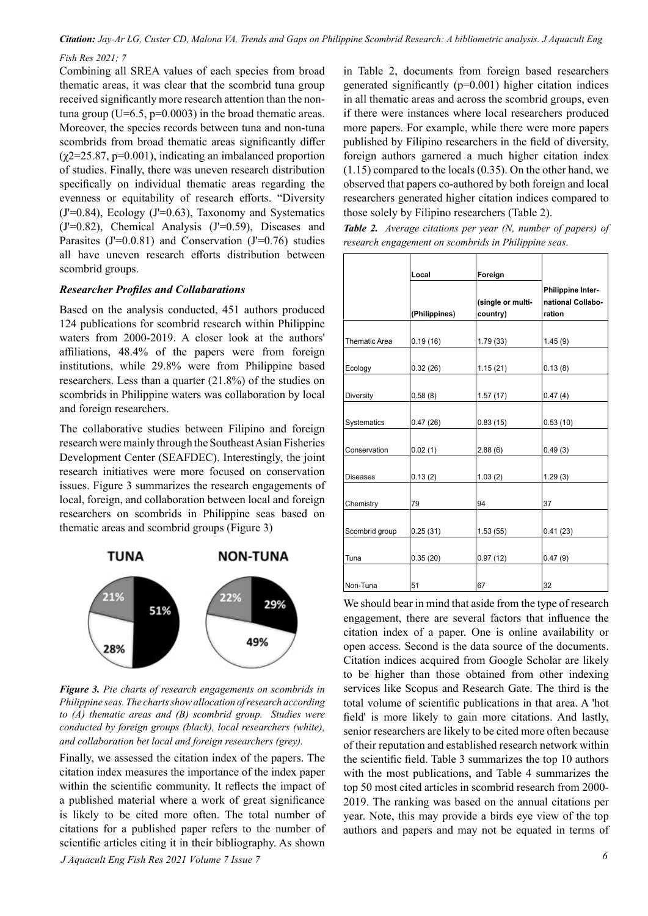Combining all SREA values of each species from broad thematic areas, it was clear that the scombrid tuna group received significantly more research attention than the non-tuna group ($U=6.5$, $p=0.0003$) in the broad thematic areas. Moreover, the species records between tuna and non-tuna scombrids from broad thematic areas significantly differ ($\chi 2=25.87$, $p=0.001$), indicating an imbalanced proportion of studies. Finally, there was uneven research distribution specifically on individual thematic areas regarding the evenness or equitability of research efforts. "Diversity (J'=0.84), Ecology (J'=0.63), Taxonomy and Systematics (J'=0.82), Chemical Analysis (J'=0.59), Diseases and Parasites (J'=0.0.81) and Conservation (J'=0.76) studies all have uneven research efforts distribution between scombrid groups.

### *Researcher Profiles and Collabarations*

Based on the analysis conducted, 451 authors produced 124 publications for scombrid research within Philippine waters from 2000-2019. A closer look at the authors' affiliations, 48.4% of the papers were from foreign institutions, while 29.8% were from Philippine based researchers. Less than a quarter (21.8%) of the studies on scombrids in Philippine waters was collaboration by local and foreign researchers.

The collaborative studies between Filipino and foreign research were mainly through the Southeast Asian Fisheries Development Center (SEAFDEC). Interestingly, the joint research initiatives were more focused on conservation issues. Figure 3 summarizes the research engagements of local, foreign, and collaboration between local and foreign researchers on scombrids in Philippine seas based on thematic areas and scombrid groups (Figure 3)

TUNA NON-TUNA

21% 51% 28% 22% 29% 49%

***Figure 3.*** *Pie charts of research engagements on scombrids in Philippine seas. The charts show allocation of research according to (A) thematic areas and (B) scombrid group. Studies were conducted by foreign groups (black), local researchers (white), and collaboration bet local and foreign researchers (grey).*

Finally, we assessed the citation index of the papers. The citation index measures the importance of the index paper within the scientific community. It reflects the impact of a published material where a work of great significance is likely to be cited more often. The total number of citations for a published paper refers to the number of scientific articles citing it in their bibliography. As shown in Table 2, documents from foreign based researchers generated significantly ($p=0.001$) higher citation indices in all thematic areas and across the scombrid groups, even if there were instances where local researchers produced more papers. For example, while there were more papers published by Filipino researchers in the field of diversity, foreign authors garnered a much higher citation index (1.15) compared to the locals (0.35). On the other hand, we observed that papers co-authored by both foreign and local researchers generated higher citation indices compared to those solely by Filipino researchers (Table 2).

***Table 2.*** *Average citations per year (N, number of papers) of research engagement on scombrids in Philippine seas.*

| | Local | Foreign | |
|---|---|---|---|
| | (Philippines) | (single or multi-country) | Philippine International Collaboration |
| Thematic Area | 0.19 (16) | 1.79 (33) | 1.45 (9) |
| Ecology | 0.32 (26) | 1.15 (21) | 0.13 (8) |
| Diversity | 0.58 (8) | 1.57 (17) | 0.47 (4) |
| Systematics | 0.47 (26) | 0.83 (15) | 0.53 (10) |
| Conservation | 0.02 (1) | 2.88 (6) | 0.49 (3) |
| Diseases | 0.13 (2) | 1.03 (2) | 1.29 (3) |
| Chemistry | 79 | 94 | 37 |
| Scombrid group | 0.25 (31) | 1.53 (55) | 0.41 (23) |
| Tuna | 0.35 (20) | 0.97 (12) | 0.47 (9) |
| Non-Tuna | 51 | 67 | 32 |

We should bear in mind that aside from the type of research engagement, there are several factors that influence the citation index of a paper. One is online availability or open access. Second is the data source of the documents. Citation indices acquired from Google Scholar are likely to be higher than those obtained from other indexing services like Scopus and Research Gate. The third is the total volume of scientific publications in that area. A 'hot field' is more likely to gain more citations. And lastly, senior researchers are likely to be cited more often because of their reputation and established research network within the scientific field. Table 3 summarizes the top 10 authors with the most publications, and Table 4 summarizes the top 50 most cited articles in scombrid research from 2000-2019. The ranking was based on the annual citations per year. Note, this may provide a birds eye view of the top authors and papers and may not be equated in terms of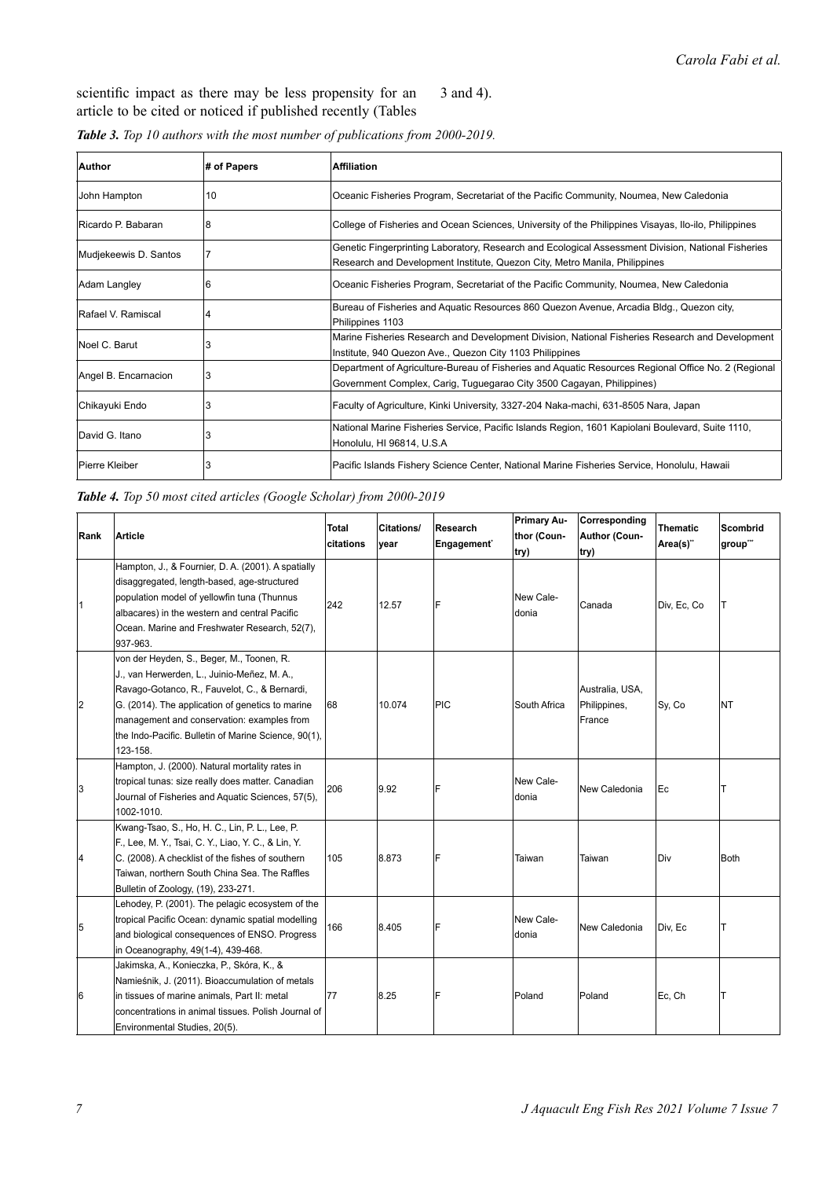scientific impact as there may be less propensity for an article to be cited or noticed if published recently (Tables 3 and 4).

***Table 3.*** *Top 10 authors with the most number of publications from 2000-2019.*

| Author | # of Papers | Affiliation |
|---|---|---|
| John Hampton | 10 | Oceanic Fisheries Program, Secretariat of the Pacific Community, Noumea, New Caledonia |
| Ricardo P. Babaran | 8 | College of Fisheries and Ocean Sciences, University of the Philippines Visayas, Ilo-ilo, Philippines |
| Mudjekeewis D. Santos | 7 | Genetic Fingerprinting Laboratory, Research and Ecological Assessment Division, National Fisheries Research and Development Institute, Quezon City, Metro Manila, Philippines |
| Adam Langley | 6 | Oceanic Fisheries Program, Secretariat of the Pacific Community, Noumea, New Caledonia |
| Rafael V. Ramiscal | 4 | Bureau of Fisheries and Aquatic Resources 860 Quezon Avenue, Arcadia Bldg., Quezon city, Philippines 1103 |
| Noel C. Barut | 3 | Marine Fisheries Research and Development Division, National Fisheries Research and Development Institute, 940 Quezon Ave., Quezon City 1103 Philippines |
| Angel B. Encarnacion | 3 | Department of Agriculture-Bureau of Fisheries and Aquatic Resources Regional Office No. 2 (Regional Government Complex, Carig, Tuguegarao City 3500 Cagayan, Philippines) |
| Chikayuki Endo | 3 | Faculty of Agriculture, Kinki University, 3327-204 Naka-machi, 631-8505 Nara, Japan |
| David G. Itano | 3 | National Marine Fisheries Service, Pacific Islands Region, 1601 Kapiolani Boulevard, Suite 1110, Honolulu, HI 96814, U.S.A |
| Pierre Kleiber | 3 | Pacific Islands Fishery Science Center, National Marine Fisheries Service, Honolulu, Hawaii |

***Table 4.*** *Top 50 most cited articles (Google Scholar) from 2000-2019*

| Rank | Article | Total citations | Citations/ year | Research Engagement* | Primary Author (Country) | Corresponding Author (Country) | Thematic Area(s)** | Scombrid group*** |
|---|---|---|---|---|---|---|---|---|
| 1 | Hampton, J., & Fournier, D. A. (2001). A spatially disaggregated, length-based, age-structured population model of yellowfin tuna (Thunnus albacares) in the western and central Pacific Ocean. Marine and Freshwater Research, 52(7), 937-963. | 242 | 12.57 | F | New Caledonia | Canada | Div, Ec, Co | T |
| 2 | von der Heyden, S., Beger, M., Toonen, R. J., van Herwerden, L., Juinio-Meñez, M. A., Ravago-Gotanco, R., Fauvelot, C., & Bernardi, G. (2014). The application of genetics to marine management and conservation: examples from the Indo-Pacific. Bulletin of Marine Science, 90(1), 123-158. | 68 | 10.074 | PIC | South Africa | Australia, USA, Philippines, France | Sy, Co | NT |
| 3 | Hampton, J. (2000). Natural mortality rates in tropical tunas: size really does matter. Canadian Journal of Fisheries and Aquatic Sciences, 57(5), 1002-1010. | 206 | 9.92 | F | New Caledonia | New Caledonia | Ec | T |
| 4 | Kwang-Tsao, S., Ho, H. C., Lin, P. L., Lee, P. F., Lee, M. Y., Tsai, C. Y., Liao, Y. C., & Lin, Y. C. (2008). A checklist of the fishes of southern Taiwan, northern South China Sea. The Raffles Bulletin of Zoology, (19), 233-271. | 105 | 8.873 | F | Taiwan | Taiwan | Div | Both |
| 5 | Lehodey, P. (2001). The pelagic ecosystem of the tropical Pacific Ocean: dynamic spatial modelling and biological consequences of ENSO. Progress in Oceanography, 49(1-4), 439-468. | 166 | 8.405 | F | New Caledonia | New Caledonia | Div, Ec | T |
| 6 | Jakimska, A., Konieczka, P., Skóra, K., & Namieśnik, J. (2011). Bioaccumulation of metals in tissues of marine animals, Part II: metal concentrations in animal tissues. Polish Journal of Environmental Studies, 20(5). | 77 | 8.25 | F | Poland | Poland | Ec, Ch | T |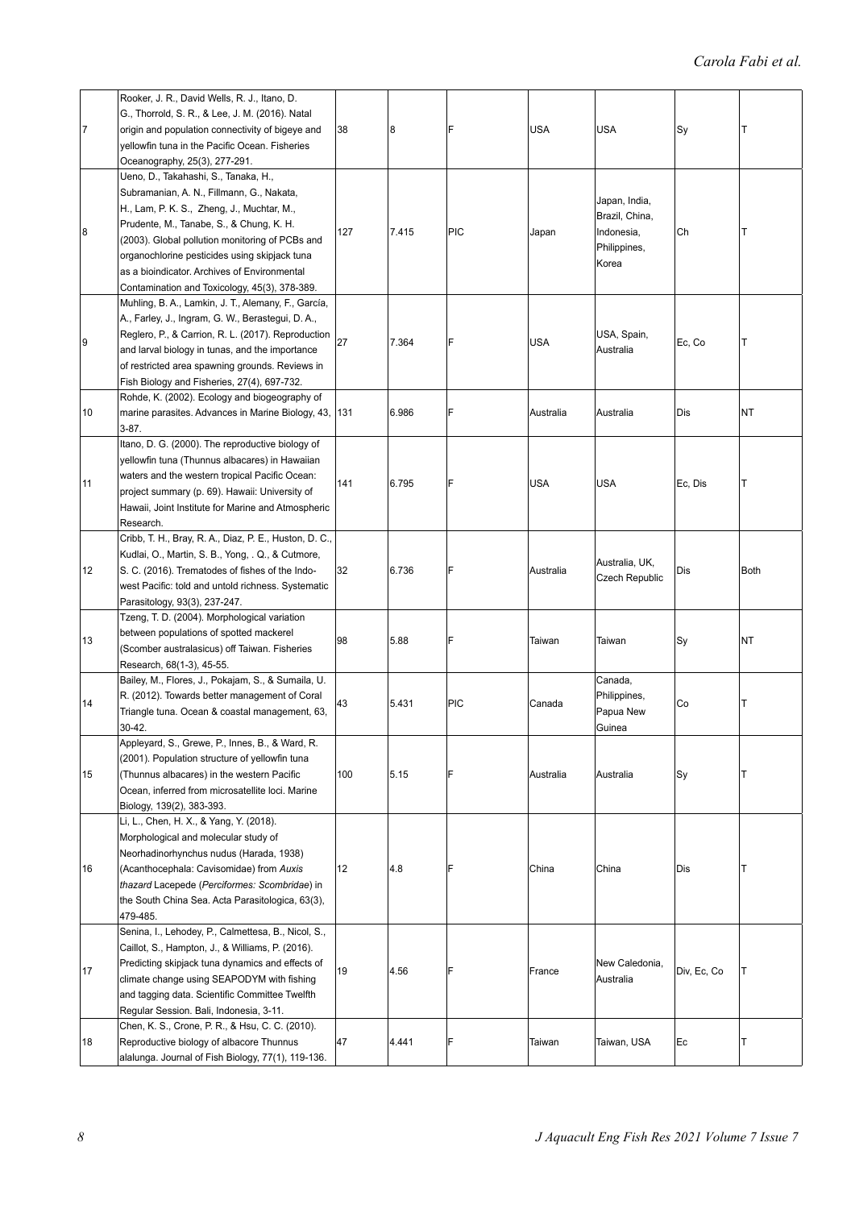| | | | | | | | | |
|---|---|---|---|---|---|---|---|---|
| 7 | Rooker, J. R., David Wells, R. J., Itano, D. G., Thorrold, S. R., & Lee, J. M. (2016). Natal origin and population connectivity of bigeye and yellowfin tuna in the Pacific Ocean. Fisheries Oceanography, 25(3), 277-291. | 38 | 8 | F | USA | USA | Sy | T |
| 8 | Ueno, D., Takahashi, S., Tanaka, H., Subramanian, A. N., Fillmann, G., Nakata, H., Lam, P. K. S., Zheng, J., Muchtar, M., Prudente, M., Tanabe, S., & Chung, K. H. (2003). Global pollution monitoring of PCBs and organochlorine pesticides using skipjack tuna as a bioindicator. Archives of Environmental Contamination and Toxicology, 45(3), 378-389. | 127 | 7.415 | PIC | Japan | Japan, India, Brazil, China, Indonesia, Philippines, Korea | Ch | T |
| 9 | Muhling, B. A., Lamkin, J. T., Alemany, F., García, A., Farley, J., Ingram, G. W., Berastegui, D. A., Reglero, P., & Carrion, R. L. (2017). Reproduction and larval biology in tunas, and the importance of restricted area spawning grounds. Reviews in Fish Biology and Fisheries, 27(4), 697-732. | 27 | 7.364 | F | USA | USA, Spain, Australia | Ec, Co | T |
| 10 | Rohde, K. (2002). Ecology and biogeography of marine parasites. Advances in Marine Biology, 43, 3-87. | 131 | 6.986 | F | Australia | Australia | Dis | NT |
| 11 | Itano, D. G. (2000). The reproductive biology of yellowfin tuna (Thunnus albacares) in Hawaiian waters and the western tropical Pacific Ocean: project summary (p. 69). Hawaii: University of Hawaii, Joint Institute for Marine and Atmospheric Research. | 141 | 6.795 | F | USA | USA | Ec, Dis | T |
| 12 | Cribb, T. H., Bray, R. A., Diaz, P. E., Huston, D. C., Kudlai, O., Martin, S. B., Yong, . Q., & Cutmore, S. C. (2016). Trematodes of fishes of the Indo-west Pacific: told and untold richness. Systematic Parasitology, 93(3), 237-247. | 32 | 6.736 | F | Australia | Australia, UK, Czech Republic | Dis | Both |
| 13 | Tzeng, T. D. (2004). Morphological variation between populations of spotted mackerel (Scomber australasicus) off Taiwan. Fisheries Research, 68(1-3), 45-55. | 98 | 5.88 | F | Taiwan | Taiwan | Sy | NT |
| 14 | Bailey, M., Flores, J., Pokajam, S., & Sumaila, U. R. (2012). Towards better management of Coral Triangle tuna. Ocean & coastal management, 63, 30-42. | 43 | 5.431 | PIC | Canada | Canada, Philippines, Papua New Guinea | Co | T |
| 15 | Appleyard, S., Grewe, P., Innes, B., & Ward, R. (2001). Population structure of yellowfin tuna (Thunnus albacares) in the western Pacific Ocean, inferred from microsatellite loci. Marine Biology, 139(2), 383-393. | 100 | 5.15 | F | Australia | Australia | Sy | T |
| 16 | Li, L., Chen, H. X., & Yang, Y. (2018). Morphological and molecular study of Neorhadinorhynchus nudus (Harada, 1938) (Acanthocephala: Cavisomidae) from *Auxis thazard* Lacepede (*Perciformes: Scombridae*) in the South China Sea. Acta Parasitologica, 63(3), 479-485. | 12 | 4.8 | F | China | China | Dis | T |
| 17 | Senina, I., Lehodey, P., Calmettesa, B., Nicol, S., Caillot, S., Hampton, J., & Williams, P. (2016). Predicting skipjack tuna dynamics and effects of climate change using SEAPODYM with fishing and tagging data. Scientific Committee Twelfth Regular Session. Bali, Indonesia, 3-11. | 19 | 4.56 | F | France | New Caledonia, Australia | Div, Ec, Co | T |
| 18 | Chen, K. S., Crone, P. R., & Hsu, C. C. (2010). Reproductive biology of albacore Thunnus alalunga. Journal of Fish Biology, 77(1), 119-136. | 47 | 4.441 | F | Taiwan | Taiwan, USA | Ec | T |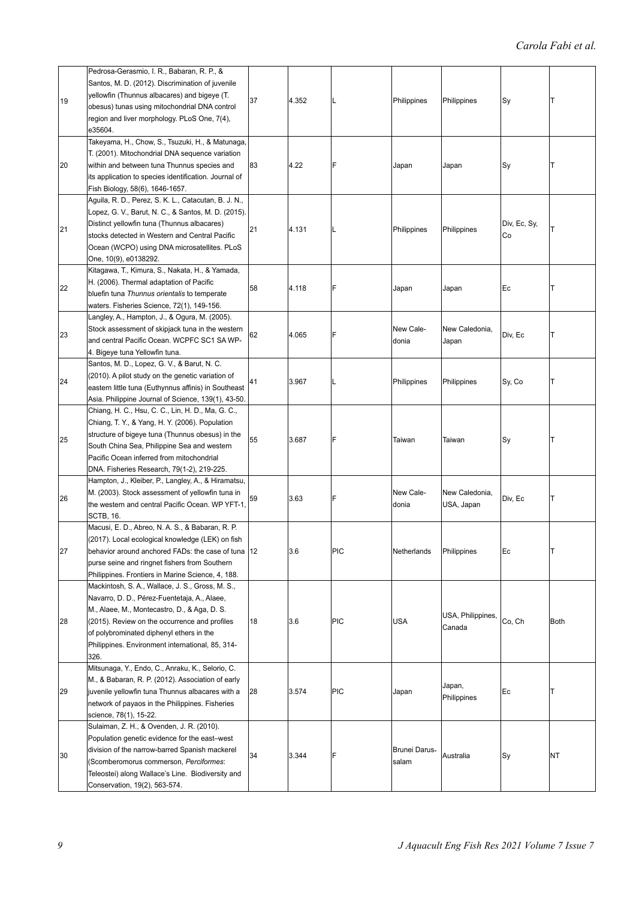| 19 | Pedrosa-Gerasmio, I. R., Babaran, R. P., & Santos, M. D. (2012). Discrimination of juvenile yellowfin (Thunnus albacares) and bigeye (T. obesus) tunas using mitochondrial DNA control region and liver morphology. PLoS One, 7(4), e35604. | 37 | 4.352 | L | Philippines | Philippines | Sy | T |
|---|---|---|---|---|---|---|---|---|
| 20 | Takeyama, H., Chow, S., Tsuzuki, H., & Matunaga, T. (2001). Mitochondrial DNA sequence variation within and between tuna Thunnus species and its application to species identification. Journal of Fish Biology, 58(6), 1646-1657. | 83 | 4.22 | F | Japan | Japan | Sy | T |
| 21 | Aguila, R. D., Perez, S. K. L., Catacutan, B. J. N., Lopez, G. V., Barut, N. C., & Santos, M. D. (2015). Distinct yellowfin tuna (Thunnus albacares) stocks detected in Western and Central Pacific Ocean (WCPO) using DNA microsatellites. PLoS One, 10(9), e0138292. | 21 | 4.131 | L | Philippines | Philippines | Div, Ec, Sy, Co | T |
| 22 | Kitagawa, T., Kimura, S., Nakata, H., & Yamada, H. (2006). Thermal adaptation of Pacific bluefin tuna *Thunnus orientalis* to temperate waters. Fisheries Science, 72(1), 149-156. | 58 | 4.118 | F | Japan | Japan | Ec | T |
| 23 | Langley, A., Hampton, J., & Ogura, M. (2005). Stock assessment of skipjack tuna in the western and central Pacific Ocean. WCPFC SC1 SA WP-4. Bigeye tuna Yellowfin tuna. | 62 | 4.065 | F | New Caledonia | New Caledonia, Japan | Div, Ec | T |
| 24 | Santos, M. D., Lopez, G. V., & Barut, N. C. (2010). A pilot study on the genetic variation of eastern little tuna (Euthynnus affinis) in Southeast Asia. Philippine Journal of Science, 139(1), 43-50. | 41 | 3.967 | L | Philippines | Philippines | Sy, Co | T |
| 25 | Chiang, H. C., Hsu, C. C., Lin, H. D., Ma, G. C., Chiang, T. Y., & Yang, H. Y. (2006). Population structure of bigeye tuna (Thunnus obesus) in the South China Sea, Philippine Sea and western Pacific Ocean inferred from mitochondrial DNA. Fisheries Research, 79(1-2), 219-225. | 55 | 3.687 | F | Taiwan | Taiwan | Sy | T |
| 26 | Hampton, J., Kleiber, P., Langley, A., & Hiramatsu, M. (2003). Stock assessment of yellowfin tuna in the western and central Pacific Ocean. WP YFT-1, SCTB, 16. | 59 | 3.63 | F | New Caledonia | New Caledonia, USA, Japan | Div, Ec | T |
| 27 | Macusi, E. D., Abreo, N. A. S., & Babaran, R. P. (2017). Local ecological knowledge (LEK) on fish behavior around anchored FADs: the case of tuna purse seine and ringnet fishers from Southern Philippines. Frontiers in Marine Science, 4, 188. | 12 | 3.6 | PIC | Netherlands | Philippines | Ec | T |
| 28 | Mackintosh, S. A., Wallace, J. S., Gross, M. S., Navarro, D. D., Pérez-Fuentetaja, A., Alaee, M., Alaee, M., Montecastro, D., & Aga, D. S. (2015). Review on the occurrence and profiles of polybrominated diphenyl ethers in the Philippines. Environment international, 85, 314-326. | 18 | 3.6 | PIC | USA | USA, Philippines, Canada | Co, Ch | Both |
| 29 | Mitsunaga, Y., Endo, C., Anraku, K., Selorio, C. M., & Babaran, R. P. (2012). Association of early juvenile yellowfin tuna Thunnus albacares with a network of payaos in the Philippines. Fisheries science, 78(1), 15-22. | 28 | 3.574 | PIC | Japan | Japan, Philippines | Ec | T |
| 30 | Sulaiman, Z. H., & Ovenden, J. R. (2010). Population genetic evidence for the east–west division of the narrow-barred Spanish mackerel (Scomberomorus commerson, *Perciformes*: Teleostei) along Wallace's Line. Biodiversity and Conservation, 19(2), 563-574. | 34 | 3.344 | F | Brunei Darussalam | Australia | Sy | NT |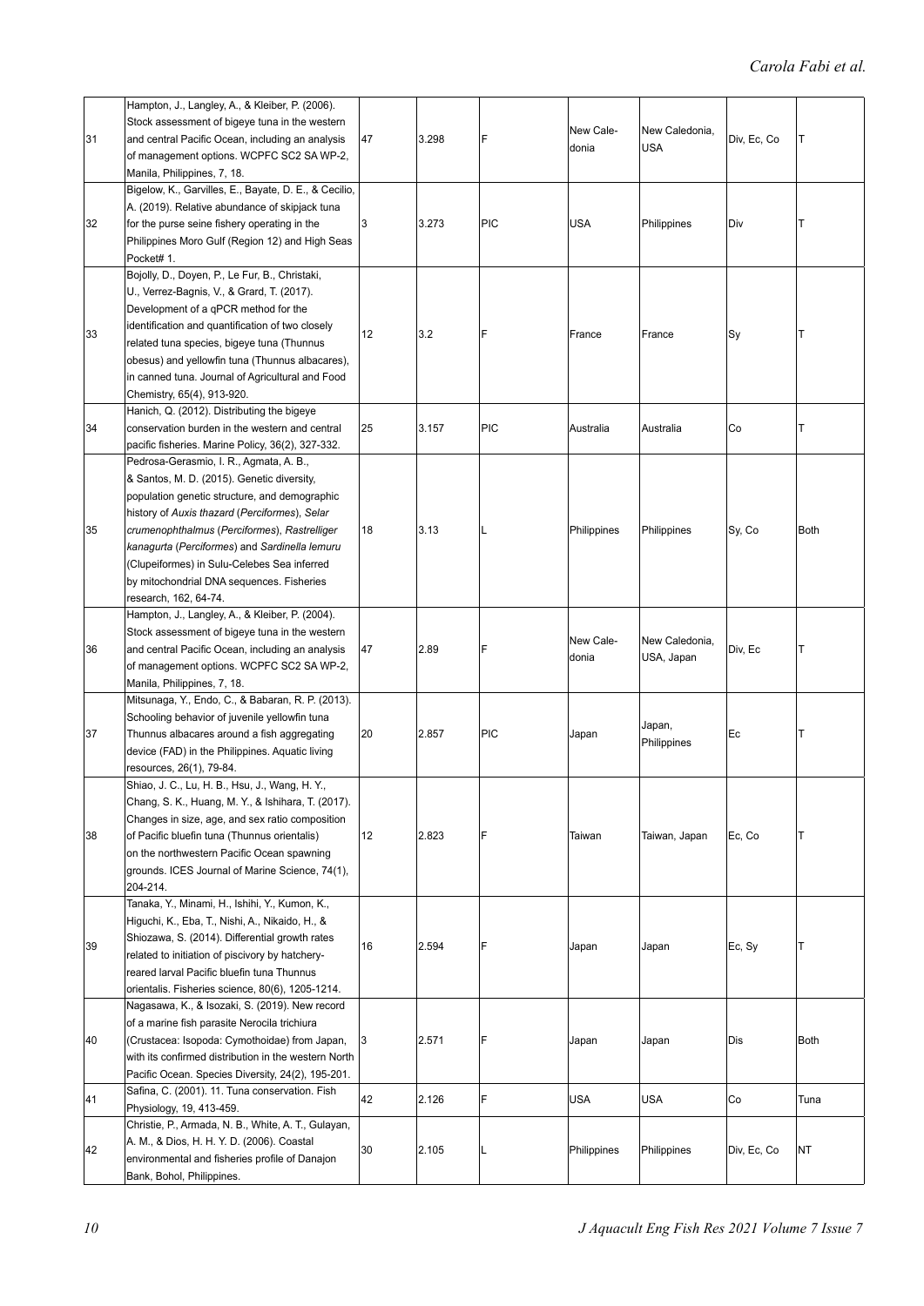| 31 | Hampton, J., Langley, A., & Kleiber, P. (2006). Stock assessment of bigeye tuna in the western and central Pacific Ocean, including an analysis of management options. WCPFC SC2 SA WP-2, Manila, Philippines, 7, 18. | 47 | 3.298 | F | New Caledonia | New Caledonia, USA | Div, Ec, Co | T |
|---|---|---|---|---|---|---|---|---|
| 32 | Bigelow, K., Garvilles, E., Bayate, D. E., & Cecilio, A. (2019). Relative abundance of skipjack tuna for the purse seine fishery operating in the Philippines Moro Gulf (Region 12) and High Seas Pocket# 1. | 3 | 3.273 | PIC | USA | Philippines | Div | T |
| 33 | Bojolly, D., Doyen, P., Le Fur, B., Christaki, U., Verrez-Bagnis, V., & Grard, T. (2017). Development of a qPCR method for the identification and quantification of two closely related tuna species, bigeye tuna (Thunnus obesus) and yellowfin tuna (Thunnus albacares), in canned tuna. Journal of Agricultural and Food Chemistry, 65(4), 913-920. | 12 | 3.2 | F | France | France | Sy | T |
| 34 | Hanich, Q. (2012). Distributing the bigeye conservation burden in the western and central pacific fisheries. Marine Policy, 36(2), 327-332. | 25 | 3.157 | PIC | Australia | Australia | Co | T |
| 35 | Pedrosa-Gerasmio, I. R., Agmata, A. B., & Santos, M. D. (2015). Genetic diversity, population genetic structure, and demographic history of *Auxis thazard* (*Perciformes*), *Selar crumenophthalmus* (*Perciformes*), *Rastrelliger kanagurta* (*Perciformes*) and *Sardinella lemuru* (Clupeiformes) in Sulu-Celebes Sea inferred by mitochondrial DNA sequences. Fisheries research, 162, 64-74. | 18 | 3.13 | L | Philippines | Philippines | Sy, Co | Both |
| 36 | Hampton, J., Langley, A., & Kleiber, P. (2004). Stock assessment of bigeye tuna in the western and central Pacific Ocean, including an analysis of management options. WCPFC SC2 SA WP-2, Manila, Philippines, 7, 18. | 47 | 2.89 | F | New Caledonia | New Caledonia, USA, Japan | Div, Ec | T |
| 37 | Mitsunaga, Y., Endo, C., & Babaran, R. P. (2013). Schooling behavior of juvenile yellowfin tuna Thunnus albacares around a fish aggregating device (FAD) in the Philippines. Aquatic living resources, 26(1), 79-84. | 20 | 2.857 | PIC | Japan | Japan, Philippines | Ec | T |
| 38 | Shiao, J. C., Lu, H. B., Hsu, J., Wang, H. Y., Chang, S. K., Huang, M. Y., & Ishihara, T. (2017). Changes in size, age, and sex ratio composition of Pacific bluefin tuna (Thunnus orientalis) on the northwestern Pacific Ocean spawning grounds. ICES Journal of Marine Science, 74(1), 204-214. | 12 | 2.823 | F | Taiwan | Taiwan, Japan | Ec, Co | T |
| 39 | Tanaka, Y., Minami, H., Ishihi, Y., Kumon, K., Higuchi, K., Eba, T., Nishi, A., Nikaido, H., & Shiozawa, S. (2014). Differential growth rates related to initiation of piscivory by hatchery-reared larval Pacific bluefin tuna Thunnus orientalis. Fisheries science, 80(6), 1205-1214. | 16 | 2.594 | F | Japan | Japan | Ec, Sy | T |
| 40 | Nagasawa, K., & Isozaki, S. (2019). New record of a marine fish parasite Nerocila trichiura (Crustacea: Isopoda: Cymothoidae) from Japan, with its confirmed distribution in the western North Pacific Ocean. Species Diversity, 24(2), 195-201. | 3 | 2.571 | F | Japan | Japan | Dis | Both |
| 41 | Safina, C. (2001). 11. Tuna conservation. Fish Physiology, 19, 413-459. | 42 | 2.126 | F | USA | USA | Co | Tuna |
| 42 | Christie, P., Armada, N. B., White, A. T., Gulayan, A. M., & Dios, H. H. Y. D. (2006). Coastal environmental and fisheries profile of Danajon Bank, Bohol, Philippines. | 30 | 2.105 | L | Philippines | Philippines | Div, Ec, Co | NT |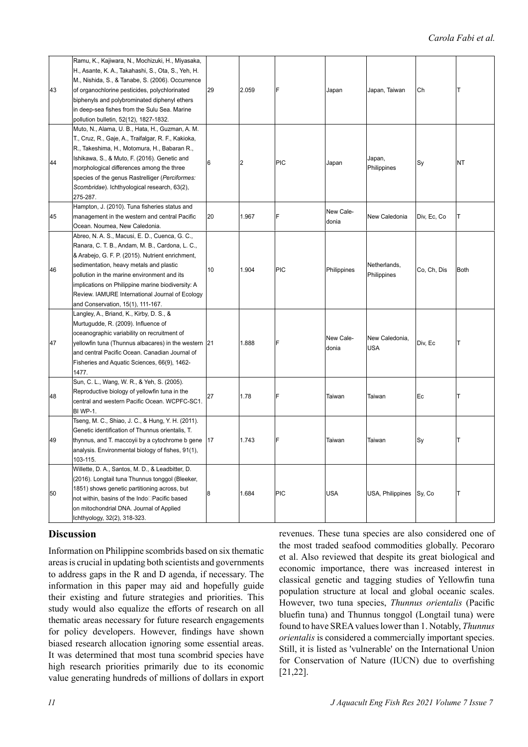| | | | | | | | | |
|---|---|---|---|---|---|---|---|---|
| 43 | Ramu, K., Kajiwara, N., Mochizuki, H., Miyasaka, H., Asante, K. A., Takahashi, S., Ota, S., Yeh, H. M., Nishida, S., & Tanabe, S. (2006). Occurrence of organochlorine pesticides, polychlorinated biphenyls and polybrominated diphenyl ethers in deep-sea fishes from the Sulu Sea. Marine pollution bulletin, 52(12), 1827-1832. | 29 | 2.059 | F | Japan | Japan, Taiwan | Ch | T |
| 44 | Muto, N., Alama, U. B., Hata, H., Guzman, A. M. T., Cruz, R., Gaje, A., Traifalgar, R. F., Kakioka, R., Takeshima, H., Motomura, H., Babaran R., Ishikawa, S., & Muto, F. (2016). Genetic and morphological differences among the three species of the genus Rastrelliger (*Perciformes: Scombridae*). Ichthyological research, 63(2), 275-287. | 6 | 2 | PIC | Japan | Japan, Philippines | Sy | NT |
| 45 | Hampton, J. (2010). Tuna fisheries status and management in the western and central Pacific Ocean. Noumea, New Caledonia. | 20 | 1.967 | F | New Caledonia | New Caledonia | Div, Ec, Co | T |
| 46 | Abreo, N. A. S., Macusi, E. D., Cuenca, G. C., Ranara, C. T. B., Andam, M. B., Cardona, L. C., & Arabejo, G. F. P. (2015). Nutrient enrichment, sedimentation, heavy metals and plastic pollution in the marine environment and its implications on Philippine marine biodiversity: A Review. IAMURE International Journal of Ecology and Conservation, 15(1), 111-167. | 10 | 1.904 | PIC | Philippines | Netherlands, Philippines | Co, Ch, Dis | Both |
| 47 | Langley, A., Briand, K., Kirby, D. S., & Murtugudde, R. (2009). Influence of oceanographic variability on recruitment of yellowfin tuna (Thunnus albacares) in the western and central Pacific Ocean. Canadian Journal of Fisheries and Aquatic Sciences, 66(9), 1462-1477. | 21 | 1.888 | F | New Caledonia | New Caledonia, USA | Div, Ec | T |
| 48 | Sun, C. L., Wang, W. R., & Yeh, S. (2005). Reproductive biology of yellowfin tuna in the central and western Pacific Ocean. WCPFC-SC1. BI WP-1. | 27 | 1.78 | F | Taiwan | Taiwan | Ec | T |
| 49 | Tseng, M. C., Shiao, J. C., & Hung, Y. H. (2011). Genetic identification of Thunnus orientalis, T. thynnus, and T. maccoyii by a cytochrome b gene analysis. Environmental biology of fishes, 91(1), 103-115. | 17 | 1.743 | F | Taiwan | Taiwan | Sy | T |
| 50 | Willette, D. A., Santos, M. D., & Leadbitter, D. (2016). Longtail tuna Thunnus tonggol (Bleeker, 1851) shows genetic partitioning across, but not within, basins of the Indo□Pacific based on mitochondrial DNA. Journal of Applied Ichthyology, 32(2), 318-323. | 8 | 1.684 | PIC | USA | USA, Philippines | Sy, Co | T |

## Discussion

Information on Philippine scombrids based on six thematic areas is crucial in updating both scientists and governments to address gaps in the R and D agenda, if necessary. The information in this paper may aid and hopefully guide their existing and future strategies and priorities. This study would also equalize the efforts of research on all thematic areas necessary for future research engagements for policy developers. However, findings have shown biased research allocation ignoring some essential areas. It was determined that most tuna scombrid species have high research priorities primarily due to its economic value generating hundreds of millions of dollars in export revenues. These tuna species are also considered one of the most traded seafood commodities globally. Pecoraro et al. Also reviewed that despite its great biological and economic importance, there was increased interest in classical genetic and tagging studies of Yellowfin tuna population structure at local and global oceanic scales. However, two tuna species, *Thunnus orientalis* (Pacific bluefin tuna) and Thunnus tonggol (Longtail tuna) were found to have SREA values lower than 1. Notably, *Thunnus orientalis* is considered a commercially important species. Still, it is listed as 'vulnerable' on the International Union for Conservation of Nature (IUCN) due to overfishing [21,22].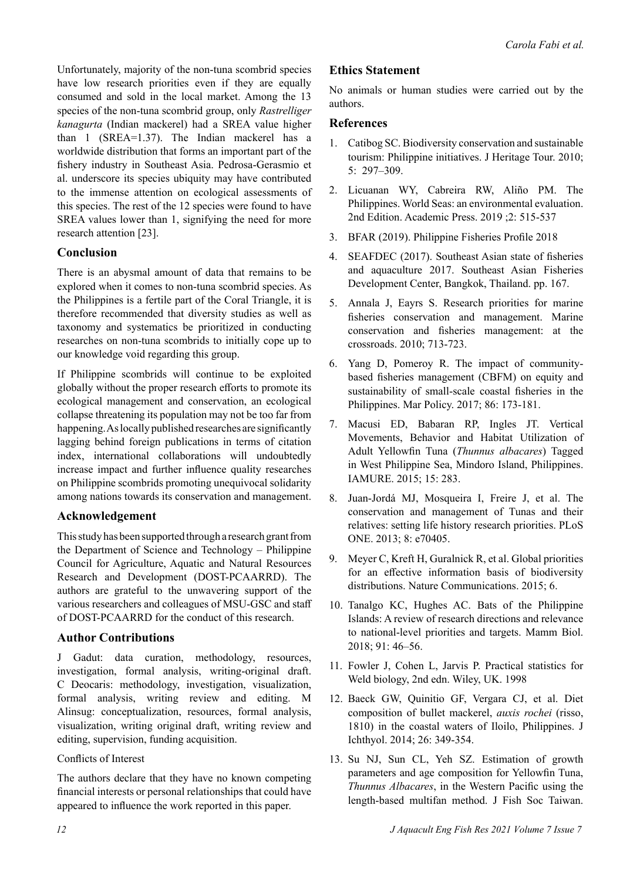Unfortunately, majority of the non-tuna scombrid species have low research priorities even if they are equally consumed and sold in the local market. Among the 13 species of the non-tuna scombrid group, only *Rastrelliger kanagurta* (Indian mackerel) had a SREA value higher than 1 (SREA=1.37). The Indian mackerel has a worldwide distribution that forms an important part of the fishery industry in Southeast Asia. Pedrosa-Gerasmio et al. underscore its species ubiquity may have contributed to the immense attention on ecological assessments of this species. The rest of the 12 species were found to have SREA values lower than 1, signifying the need for more research attention [23].

## Conclusion

There is an abysmal amount of data that remains to be explored when it comes to non-tuna scombrid species. As the Philippines is a fertile part of the Coral Triangle, it is therefore recommended that diversity studies as well as taxonomy and systematics be prioritized in conducting researches on non-tuna scombrids to initially cope up to our knowledge void regarding this group.

If Philippine scombrids will continue to be exploited globally without the proper research efforts to promote its ecological management and conservation, an ecological collapse threatening its population may not be too far from happening. As locally published researches are significantly lagging behind foreign publications in terms of citation index, international collaborations will undoubtedly increase impact and further influence quality researches on Philippine scombrids promoting unequivocal solidarity among nations towards its conservation and management.

## Acknowledgement

This study has been supported through a research grant from the Department of Science and Technology – Philippine Council for Agriculture, Aquatic and Natural Resources Research and Development (DOST-PCAARRD). The authors are grateful to the unwavering support of the various researchers and colleagues of MSU-GSC and staff of DOST-PCAARRD for the conduct of this research.

## Author Contributions

J Gadut: data curation, methodology, resources, investigation, formal analysis, writing-original draft. C Deocaris: methodology, investigation, visualization, formal analysis, writing review and editing. M Alinsug: conceptualization, resources, formal analysis, visualization, writing original draft, writing review and editing, supervision, funding acquisition.

Conflicts of Interest

The authors declare that they have no known competing financial interests or personal relationships that could have appeared to influence the work reported in this paper.

## Ethics Statement

No animals or human studies were carried out by the authors.

## References

1. Catibog SC. Biodiversity conservation and sustainable tourism: Philippine initiatives. J Heritage Tour. 2010; 5: 297–309.
2. Licuanan WY, Cabreira RW, Aliño PM. The Philippines. World Seas: an environmental evaluation. 2nd Edition. Academic Press. 2019 ;2: 515-537
3. BFAR (2019). Philippine Fisheries Profile 2018
4. SEAFDEC (2017). Southeast Asian state of fisheries and aquaculture 2017. Southeast Asian Fisheries Development Center, Bangkok, Thailand. pp. 167.
5. Annala J, Eayrs S. Research priorities for marine fisheries conservation and management. Marine conservation and fisheries management: at the crossroads. 2010; 713-723.
6. Yang D, Pomeroy R. The impact of community-based fisheries management (CBFM) on equity and sustainability of small-scale coastal fisheries in the Philippines. Mar Policy. 2017; 86: 173-181.
7. Macusi ED, Babaran RP, Ingles JT. Vertical Movements, Behavior and Habitat Utilization of Adult Yellowfin Tuna (*Thunnus albacares*) Tagged in West Philippine Sea, Mindoro Island, Philippines. IAMURE. 2015; 15: 283.
8. Juan-Jordá MJ, Mosqueira I, Freire J, et al. The conservation and management of Tunas and their relatives: setting life history research priorities. PLoS ONE. 2013; 8: e70405.
9. Meyer C, Kreft H, Guralnick R, et al. Global priorities for an effective information basis of biodiversity distributions. Nature Communications. 2015; 6.
10. Tanalgo KC, Hughes AC. Bats of the Philippine Islands: A review of research directions and relevance to national-level priorities and targets. Mamm Biol. 2018; 91: 46–56.
11. Fowler J, Cohen L, Jarvis P. Practical statistics for Weld biology, 2nd edn. Wiley, UK. 1998
12. Baeck GW, Quinitio GF, Vergara CJ, et al. Diet composition of bullet mackerel, *auxis rochei* (risso, 1810) in the coastal waters of Iloilo, Philippines. J Ichthyol. 2014; 26: 349-354.
13. Su NJ, Sun CL, Yeh SZ. Estimation of growth parameters and age composition for Yellowfin Tuna, *Thunnus Albacares*, in the Western Pacific using the length-based multifan method. J Fish Soc Taiwan.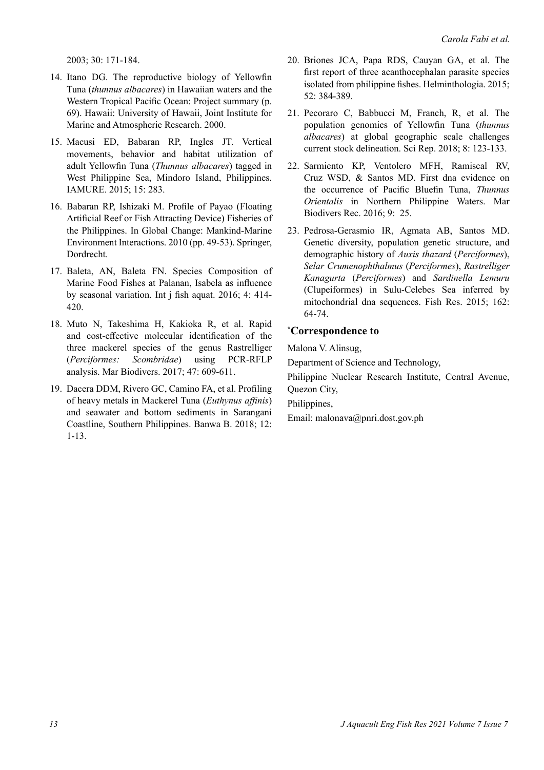2003; 30: 171-184.

14. Itano DG. The reproductive biology of Yellowfin Tuna (*thunnus albacares*) in Hawaiian waters and the Western Tropical Pacific Ocean: Project summary (p. 69). Hawaii: University of Hawaii, Joint Institute for Marine and Atmospheric Research. 2000.

15. Macusi ED, Babaran RP, Ingles JT. Vertical movements, behavior and habitat utilization of adult Yellowfin Tuna (*Thunnus albacares*) tagged in West Philippine Sea, Mindoro Island, Philippines. IAMURE. 2015; 15: 283.

16. Babaran RP, Ishizaki M. Profile of Payao (Floating Artificial Reef or Fish Attracting Device) Fisheries of the Philippines. In Global Change: Mankind-Marine Environment Interactions. 2010 (pp. 49-53). Springer, Dordrecht.

17. Baleta, AN, Baleta FN. Species Composition of Marine Food Fishes at Palanan, Isabela as influence by seasonal variation. Int j fish aquat. 2016; 4: 414-420.

18. Muto N, Takeshima H, Kakioka R, et al. Rapid and cost-effective molecular identification of the three mackerel species of the genus Rastrelliger (*Perciformes: Scombridae*) using PCR-RFLP analysis. Mar Biodivers. 2017; 47: 609-611.

19. Dacera DDM, Rivero GC, Camino FA, et al. Profiling of heavy metals in Mackerel Tuna (*Euthynus affinis*) and seawater and bottom sediments in Sarangani Coastline, Southern Philippines. Banwa B. 2018; 12: 1-13.

20. Briones JCA, Papa RDS, Cauyan GA, et al. The first report of three acanthocephalan parasite species isolated from philippine fishes. Helminthologia. 2015; 52: 384-389.

21. Pecoraro C, Babbucci M, Franch, R, et al. The population genomics of Yellowfin Tuna (*thunnus albacares*) at global geographic scale challenges current stock delineation. Sci Rep. 2018; 8: 123-133.

22. Sarmiento KP, Ventolero MFH, Ramiscal RV, Cruz WSD, & Santos MD. First dna evidence on the occurrence of Pacific Bluefin Tuna, *Thunnus Orientalis* in Northern Philippine Waters. Mar Biodivers Rec. 2016; 9: 25.

23. Pedrosa-Gerasmio IR, Agmata AB, Santos MD. Genetic diversity, population genetic structure, and demographic history of *Auxis thazard* (*Perciformes*), *Selar Crumenophthalmus* (*Perciformes*), *Rastrelliger Kanagurta* (*Perciformes*) and *Sardinella Lemuru* (Clupeiformes) in Sulu-Celebes Sea inferred by mitochondrial dna sequences. Fish Res. 2015; 162: 64-74.

## *Correspondence to

Malona V. Alinsug,

Department of Science and Technology,

Philippine Nuclear Research Institute, Central Avenue, Quezon City,

Philippines,

Email: malonava@pnri.dost.gov.ph